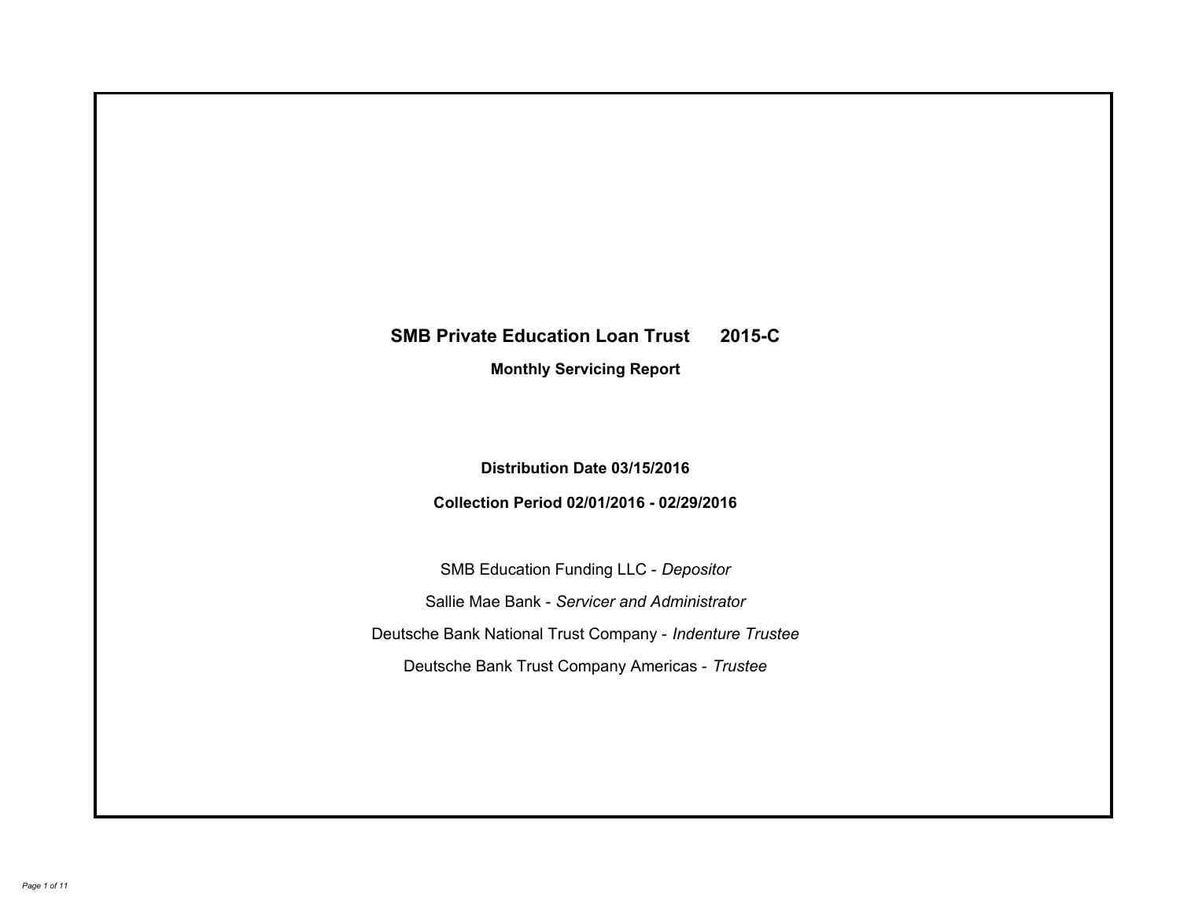# SMB Private Education Loan Trust 2015-C

## Monthly Servicing Report

**Distribution Date 03/15/2016**

**Collection Period 02/01/2016 - 02/29/2016**

SMB Education Funding LLC - *Depositor*

Sallie Mae Bank - *Servicer and Administrator*

Deutsche Bank National Trust Company - *Indenture Trustee*

Deutsche Bank Trust Company Americas - *Trustee*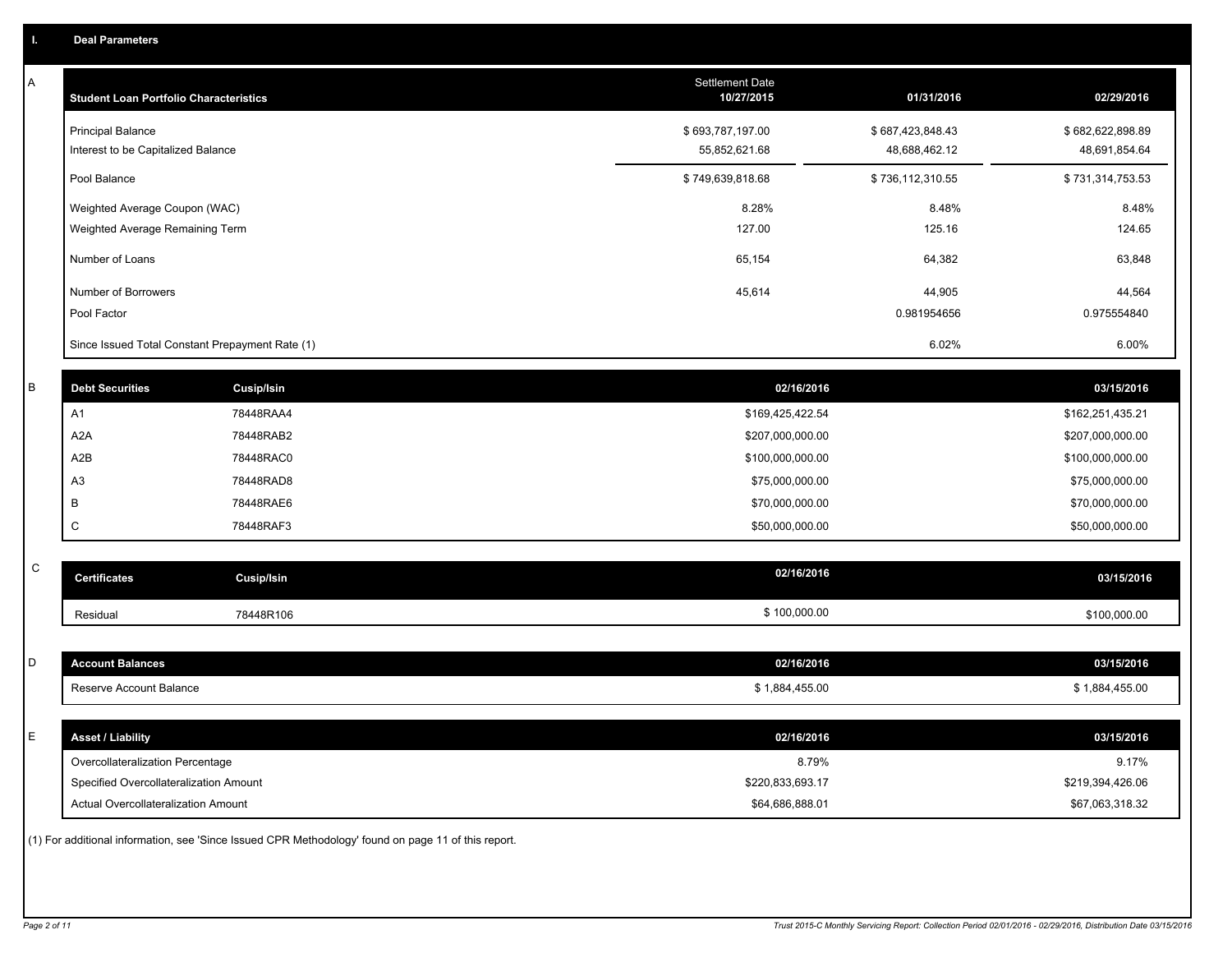## I. Deal Parameters

### A

| Student Loan Portfolio Characteristics | Settlement Date 10/27/2015 | 01/31/2016 | 02/29/2016 |
|---|---|---|---|
| Principal Balance | $ 693,787,197.00 | $ 687,423,848.43 | $ 682,622,898.89 |
| Interest to be Capitalized Balance | 55,852,621.68 | 48,688,462.12 | 48,691,854.64 |
| Pool Balance | $ 749,639,818.68 | $ 736,112,310.55 | $ 731,314,753.53 |
| Weighted Average Coupon (WAC) | 8.28% | 8.48% | 8.48% |
| Weighted Average Remaining Term | 127.00 | 125.16 | 124.65 |
| Number of Loans | 65,154 | 64,382 | 63,848 |
| Number of Borrowers | 45,614 | 44,905 | 44,564 |
| Pool Factor | | 0.981954656 | 0.975554840 |
| Since Issued Total Constant Prepayment Rate (1) | | 6.02% | 6.00% |

### B

| Debt Securities | Cusip/Isin | 02/16/2016 | 03/15/2016 |
|---|---|---|---|
| A1 | 78448RAA4 | $169,425,422.54 | $162,251,435.21 |
| A2A | 78448RAB2 | $207,000,000.00 | $207,000,000.00 |
| A2B | 78448RAC0 | $100,000,000.00 | $100,000,000.00 |
| A3 | 78448RAD8 | $75,000,000.00 | $75,000,000.00 |
| B | 78448RAE6 | $70,000,000.00 | $70,000,000.00 |
| C | 78448RAF3 | $50,000,000.00 | $50,000,000.00 |

### C

| Certificates | Cusip/Isin | 02/16/2016 | 03/15/2016 |
|---|---|---|---|
| Residual | 78448R106 | $ 100,000.00 | $100,000.00 |

### D

| Account Balances | 02/16/2016 | 03/15/2016 |
|---|---|---|
| Reserve Account Balance | $ 1,884,455.00 | $ 1,884,455.00 |

### E

| Asset / Liability | 02/16/2016 | 03/15/2016 |
|---|---|---|
| Overcollateralization Percentage | 8.79% | 9.17% |
| Specified Overcollateralization Amount | $220,833,693.17 | $219,394,426.06 |
| Actual Overcollateralization Amount | $64,686,888.01 | $67,063,318.32 |

(1) For additional information, see 'Since Issued CPR Methodology' found on page 11 of this report.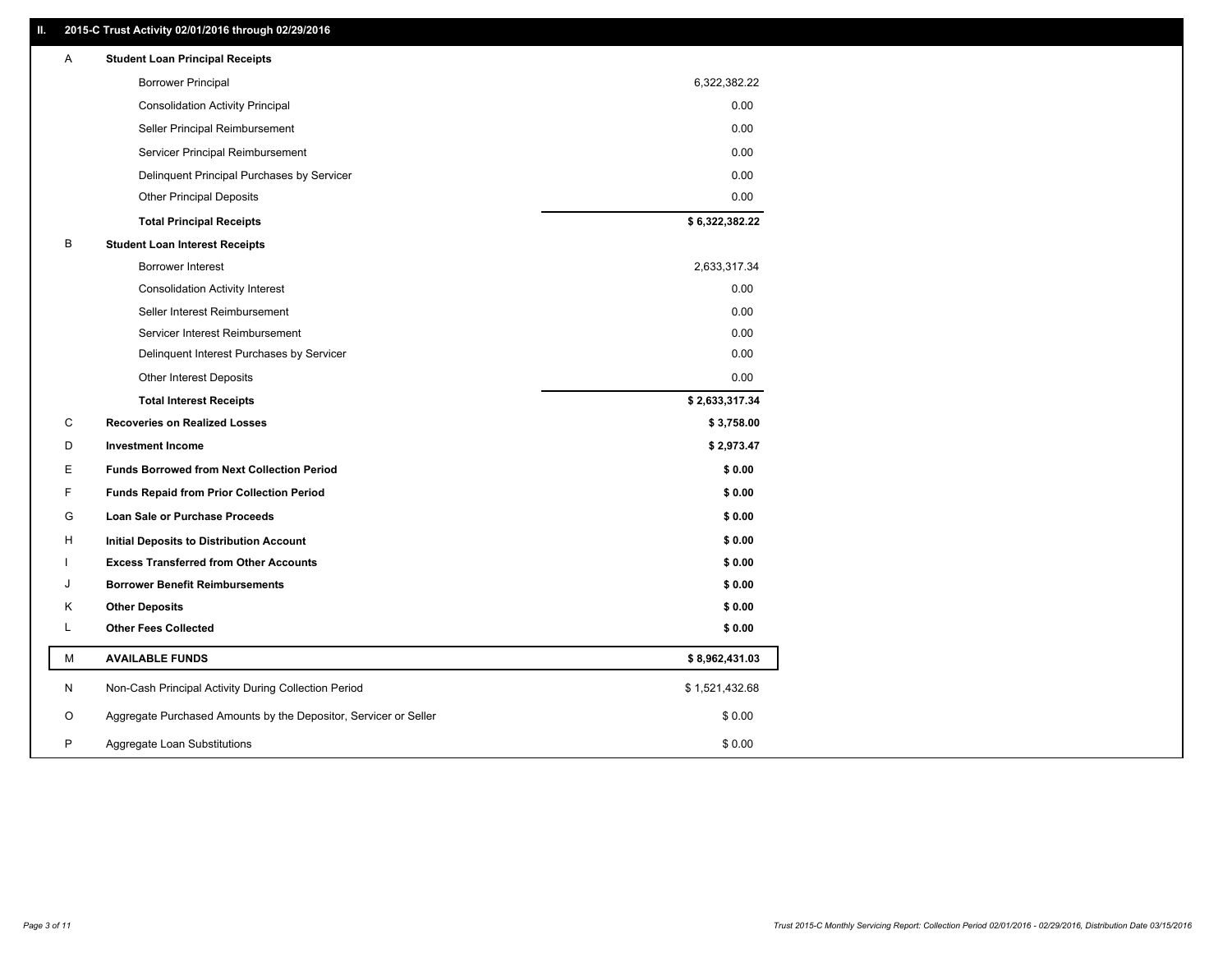## II. 2015-C Trust Activity 02/01/2016 through 02/29/2016

| | | |
|---|---|---|
| A | **Student Loan Principal Receipts** | |
| | Borrower Principal | 6,322,382.22 |
| | Consolidation Activity Principal | 0.00 |
| | Seller Principal Reimbursement | 0.00 |
| | Servicer Principal Reimbursement | 0.00 |
| | Delinquent Principal Purchases by Servicer | 0.00 |
| | Other Principal Deposits | 0.00 |
| | **Total Principal Receipts** | **$ 6,322,382.22** |
| B | **Student Loan Interest Receipts** | |
| | Borrower Interest | 2,633,317.34 |
| | Consolidation Activity Interest | 0.00 |
| | Seller Interest Reimbursement | 0.00 |
| | Servicer Interest Reimbursement | 0.00 |
| | Delinquent Interest Purchases by Servicer | 0.00 |
| | Other Interest Deposits | 0.00 |
| | **Total Interest Receipts** | **$ 2,633,317.34** |
| C | **Recoveries on Realized Losses** | **$ 3,758.00** |
| D | **Investment Income** | **$ 2,973.47** |
| E | **Funds Borrowed from Next Collection Period** | **$ 0.00** |
| F | **Funds Repaid from Prior Collection Period** | **$ 0.00** |
| G | **Loan Sale or Purchase Proceeds** | **$ 0.00** |
| H | **Initial Deposits to Distribution Account** | **$ 0.00** |
| I | **Excess Transferred from Other Accounts** | **$ 0.00** |
| J | **Borrower Benefit Reimbursements** | **$ 0.00** |
| K | **Other Deposits** | **$ 0.00** |
| L | **Other Fees Collected** | **$ 0.00** |
| M | **AVAILABLE FUNDS** | **$ 8,962,431.03** |
| N | Non-Cash Principal Activity During Collection Period | $ 1,521,432.68 |
| O | Aggregate Purchased Amounts by the Depositor, Servicer or Seller | $ 0.00 |
| P | Aggregate Loan Substitutions | $ 0.00 |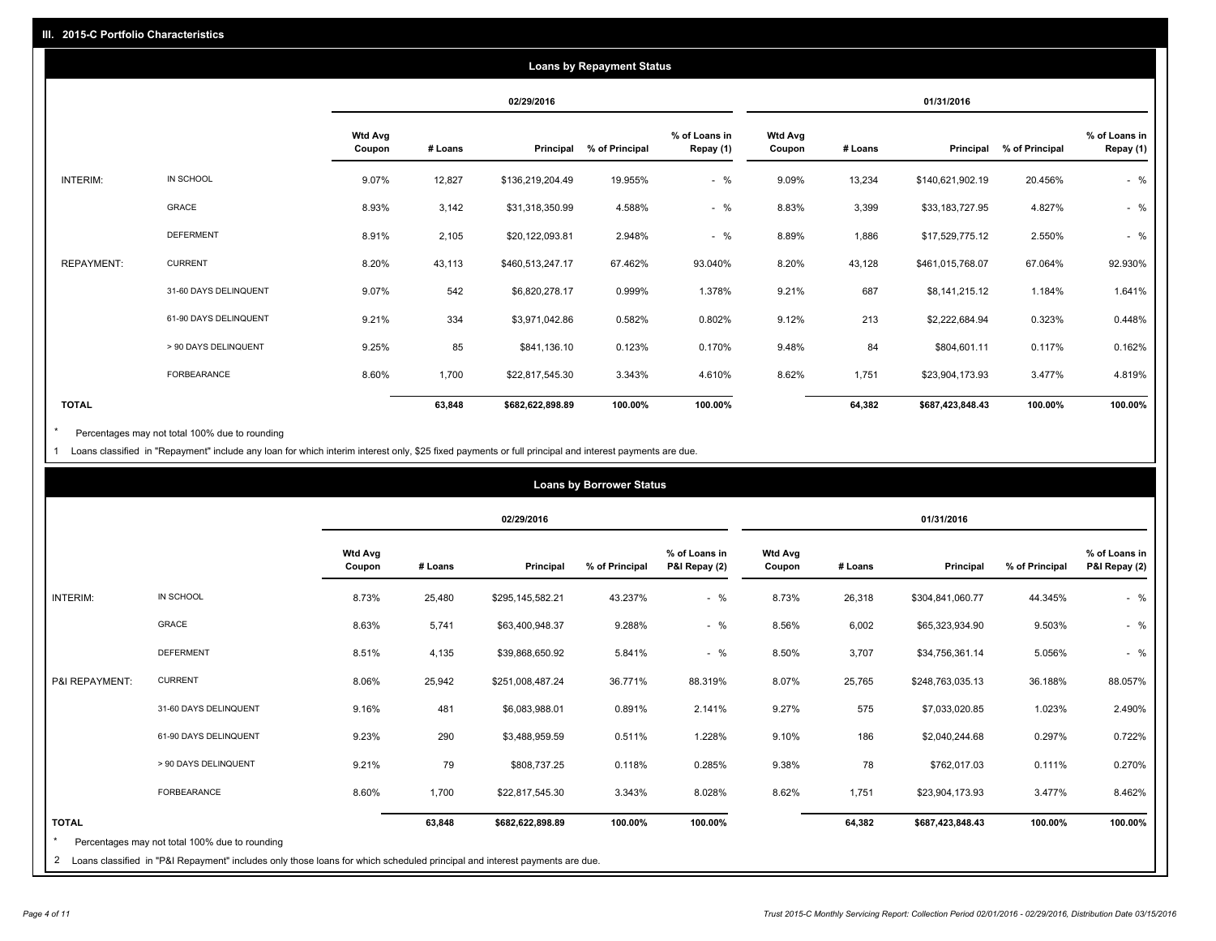## III. 2015-C Portfolio Characteristics

### Loans by Repayment Status

| | | 02/29/2016 | | | | | 01/31/2016 | | | | |
|---|---|---|---|---|---|---|---|---|---|---|---|
| | | Wtd Avg Coupon | # Loans | Principal | % of Principal | % of Loans in Repay (1) | Wtd Avg Coupon | # Loans | Principal | % of Principal | % of Loans in Repay (1) |
| INTERIM: | IN SCHOOL | 9.07% | 12,827 | $136,219,204.49 | 19.955% | - % | 9.09% | 13,234 | $140,621,902.19 | 20.456% | - % |
| | GRACE | 8.93% | 3,142 | $31,318,350.99 | 4.588% | - % | 8.83% | 3,399 | $33,183,727.95 | 4.827% | - % |
| | DEFERMENT | 8.91% | 2,105 | $20,122,093.81 | 2.948% | - % | 8.89% | 1,886 | $17,529,775.12 | 2.550% | - % |
| REPAYMENT: | CURRENT | 8.20% | 43,113 | $460,513,247.17 | 67.462% | 93.040% | 8.20% | 43,128 | $461,015,768.07 | 67.064% | 92.930% |
| | 31-60 DAYS DELINQUENT | 9.07% | 542 | $6,820,278.17 | 0.999% | 1.378% | 9.21% | 687 | $8,141,215.12 | 1.184% | 1.641% |
| | 61-90 DAYS DELINQUENT | 9.21% | 334 | $3,971,042.86 | 0.582% | 0.802% | 9.12% | 213 | $2,222,684.94 | 0.323% | 0.448% |
| | > 90 DAYS DELINQUENT | 9.25% | 85 | $841,136.10 | 0.123% | 0.170% | 9.48% | 84 | $804,601.11 | 0.117% | 0.162% |
| | FORBEARANCE | 8.60% | 1,700 | $22,817,545.30 | 3.343% | 4.610% | 8.62% | 1,751 | $23,904,173.93 | 3.477% | 4.819% |
| **TOTAL** | | | **63,848** | **$682,622,898.89** | **100.00%** | **100.00%** | | **64,382** | **$687,423,848.43** | **100.00%** | **100.00%** |

* Percentages may not total 100% due to rounding

1 Loans classified in "Repayment" include any loan for which interim interest only, $25 fixed payments or full principal and interest payments are due.

### Loans by Borrower Status

| | | 02/29/2016 | | | | | 01/31/2016 | | | | |
|---|---|---|---|---|---|---|---|---|---|---|---|
| | | Wtd Avg Coupon | # Loans | Principal | % of Principal | % of Loans in P&I Repay (2) | Wtd Avg Coupon | # Loans | Principal | % of Principal | % of Loans in P&I Repay (2) |
| INTERIM: | IN SCHOOL | 8.73% | 25,480 | $295,145,582.21 | 43.237% | - % | 8.73% | 26,318 | $304,841,060.77 | 44.345% | - % |
| | GRACE | 8.63% | 5,741 | $63,400,948.37 | 9.288% | - % | 8.56% | 6,002 | $65,323,934.90 | 9.503% | - % |
| | DEFERMENT | 8.51% | 4,135 | $39,868,650.92 | 5.841% | - % | 8.50% | 3,707 | $34,756,361.14 | 5.056% | - % |
| P&I REPAYMENT: | CURRENT | 8.06% | 25,942 | $251,008,487.24 | 36.771% | 88.319% | 8.07% | 25,765 | $248,763,035.13 | 36.188% | 88.057% |
| | 31-60 DAYS DELINQUENT | 9.16% | 481 | $6,083,988.01 | 0.891% | 2.141% | 9.27% | 575 | $7,033,020.85 | 1.023% | 2.490% |
| | 61-90 DAYS DELINQUENT | 9.23% | 290 | $3,488,959.59 | 0.511% | 1.228% | 9.10% | 186 | $2,040,244.68 | 0.297% | 0.722% |
| | > 90 DAYS DELINQUENT | 9.21% | 79 | $808,737.25 | 0.118% | 0.285% | 9.38% | 78 | $762,017.03 | 0.111% | 0.270% |
| | FORBEARANCE | 8.60% | 1,700 | $22,817,545.30 | 3.343% | 8.028% | 8.62% | 1,751 | $23,904,173.93 | 3.477% | 8.462% |
| **TOTAL** | | | **63,848** | **$682,622,898.89** | **100.00%** | **100.00%** | | **64,382** | **$687,423,848.43** | **100.00%** | **100.00%** |

* Percentages may not total 100% due to rounding

2 Loans classified in "P&I Repayment" includes only those loans for which scheduled principal and interest payments are due.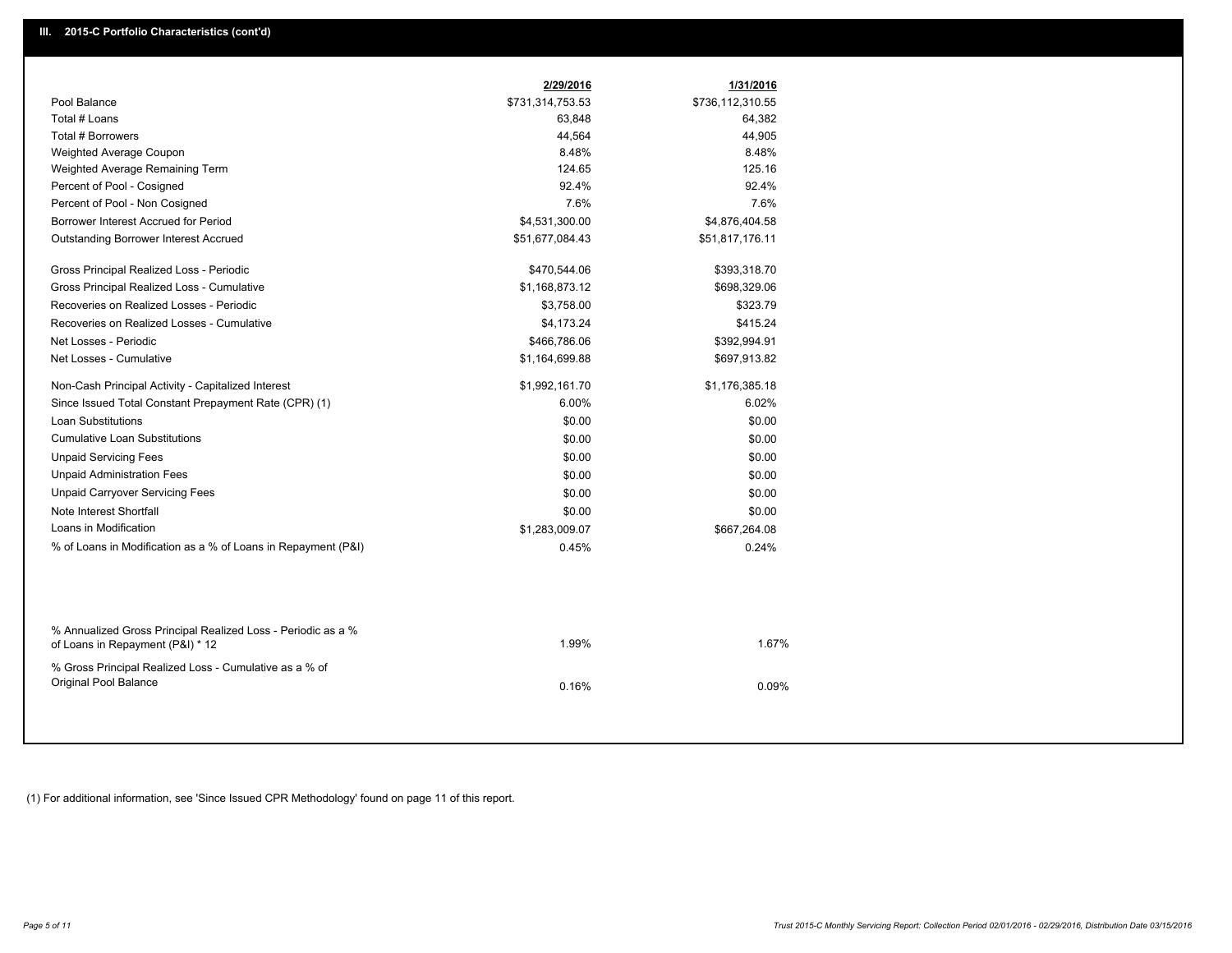## III. 2015-C Portfolio Characteristics (cont'd)

| | 2/29/2016 | 1/31/2016 |
|---|---|---|
| Pool Balance | $731,314,753.53 | $736,112,310.55 |
| Total # Loans | 63,848 | 64,382 |
| Total # Borrowers | 44,564 | 44,905 |
| Weighted Average Coupon | 8.48% | 8.48% |
| Weighted Average Remaining Term | 124.65 | 125.16 |
| Percent of Pool - Cosigned | 92.4% | 92.4% |
| Percent of Pool - Non Cosigned | 7.6% | 7.6% |
| Borrower Interest Accrued for Period | $4,531,300.00 | $4,876,404.58 |
| Outstanding Borrower Interest Accrued | $51,677,084.43 | $51,817,176.11 |
| Gross Principal Realized Loss - Periodic | $470,544.06 | $393,318.70 |
| Gross Principal Realized Loss - Cumulative | $1,168,873.12 | $698,329.06 |
| Recoveries on Realized Losses - Periodic | $3,758.00 | $323.79 |
| Recoveries on Realized Losses - Cumulative | $4,173.24 | $415.24 |
| Net Losses - Periodic | $466,786.06 | $392,994.91 |
| Net Losses - Cumulative | $1,164,699.88 | $697,913.82 |
| Non-Cash Principal Activity - Capitalized Interest | $1,992,161.70 | $1,176,385.18 |
| Since Issued Total Constant Prepayment Rate (CPR) (1) | 6.00% | 6.02% |
| Loan Substitutions | $0.00 | $0.00 |
| Cumulative Loan Substitutions | $0.00 | $0.00 |
| Unpaid Servicing Fees | $0.00 | $0.00 |
| Unpaid Administration Fees | $0.00 | $0.00 |
| Unpaid Carryover Servicing Fees | $0.00 | $0.00 |
| Note Interest Shortfall | $0.00 | $0.00 |
| Loans in Modification | $1,283,009.07 | $667,264.08 |
| % of Loans in Modification as a % of Loans in Repayment (P&I) | 0.45% | 0.24% |
| % Annualized Gross Principal Realized Loss - Periodic as a % of Loans in Repayment (P&I) * 12 | 1.99% | 1.67% |
| % Gross Principal Realized Loss - Cumulative as a % of Original Pool Balance | 0.16% | 0.09% |

(1) For additional information, see 'Since Issued CPR Methodology' found on page 11 of this report.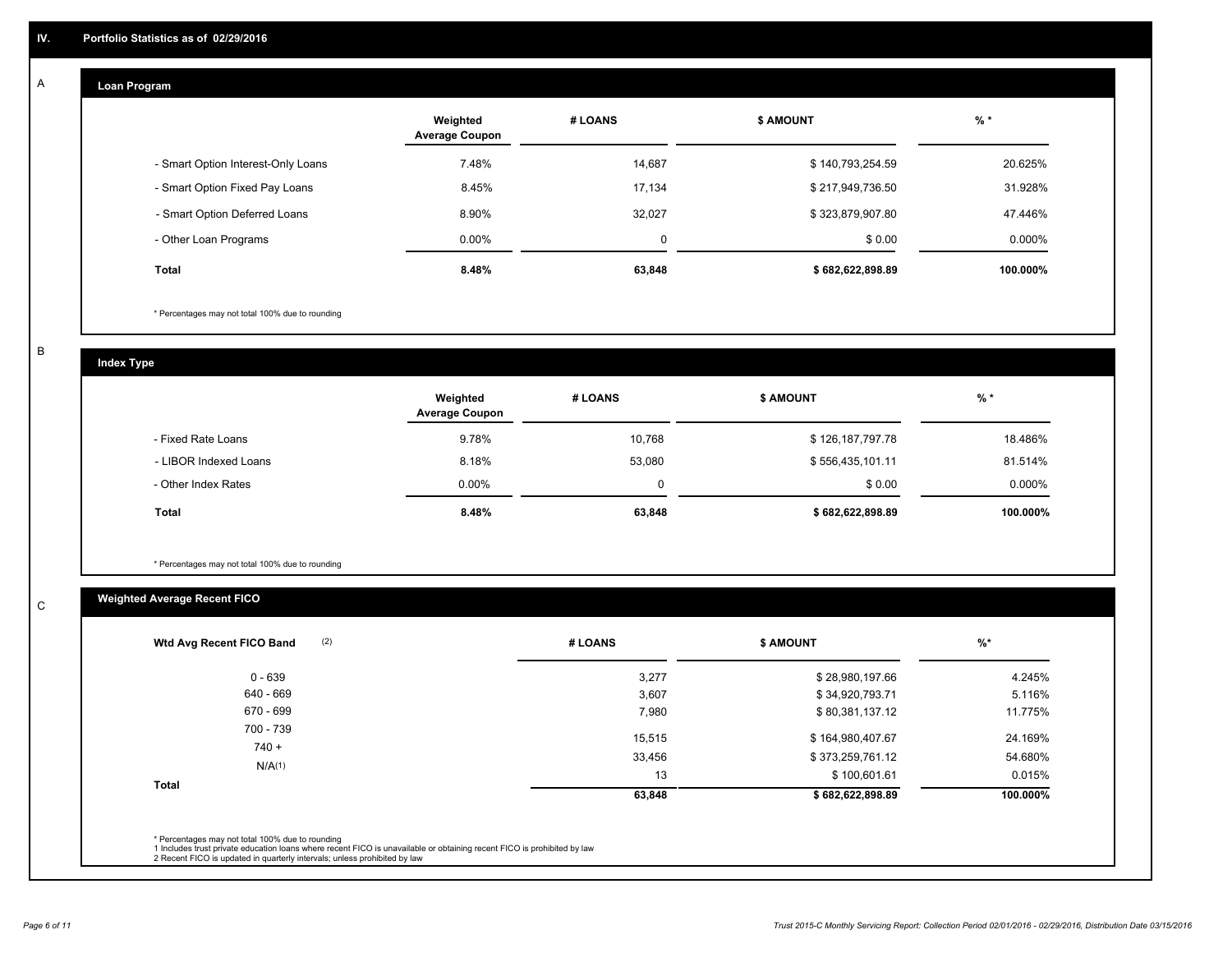## IV. Portfolio Statistics as of 02/29/2016

### A Loan Program

| | Weighted Average Coupon | # LOANS | $ AMOUNT | % * |
|---|---|---|---|---|
| - Smart Option Interest-Only Loans | 7.48% | 14,687 | $ 140,793,254.59 | 20.625% |
| - Smart Option Fixed Pay Loans | 8.45% | 17,134 | $ 217,949,736.50 | 31.928% |
| - Smart Option Deferred Loans | 8.90% | 32,027 | $ 323,879,907.80 | 47.446% |
| - Other Loan Programs | 0.00% | 0 | $ 0.00 | 0.000% |
| **Total** | **8.48%** | **63,848** | **$ 682,622,898.89** | **100.000%** |

* Percentages may not total 100% due to rounding

### B Index Type

| | Weighted Average Coupon | # LOANS | $ AMOUNT | % * |
|---|---|---|---|---|
| - Fixed Rate Loans | 9.78% | 10,768 | $ 126,187,797.78 | 18.486% |
| - LIBOR Indexed Loans | 8.18% | 53,080 | $ 556,435,101.11 | 81.514% |
| - Other Index Rates | 0.00% | 0 | $ 0.00 | 0.000% |
| **Total** | **8.48%** | **63,848** | **$ 682,622,898.89** | **100.000%** |

* Percentages may not total 100% due to rounding

### C Weighted Average Recent FICO

| Wtd Avg Recent FICO Band (2) | # LOANS | $ AMOUNT | %* |
|---|---|---|---|
| 0 - 639 | 3,277 | $ 28,980,197.66 | 4.245% |
| 640 - 669 | 3,607 | $ 34,920,793.71 | 5.116% |
| 670 - 699 | 7,980 | $ 80,381,137.12 | 11.775% |
| 700 - 739 | 15,515 | $ 164,980,407.67 | 24.169% |
| 740 + | 33,456 | $ 373,259,761.12 | 54.680% |
| N/A(1) | 13 | $ 100,601.61 | 0.015% |
| **Total** | **63,848** | **$ 682,622,898.89** | **100.000%** |

* Percentages may not total 100% due to rounding
1 Includes trust private education loans where recent FICO is unavailable or obtaining recent FICO is prohibited by law
2 Recent FICO is updated in quarterly intervals; unless prohibited by law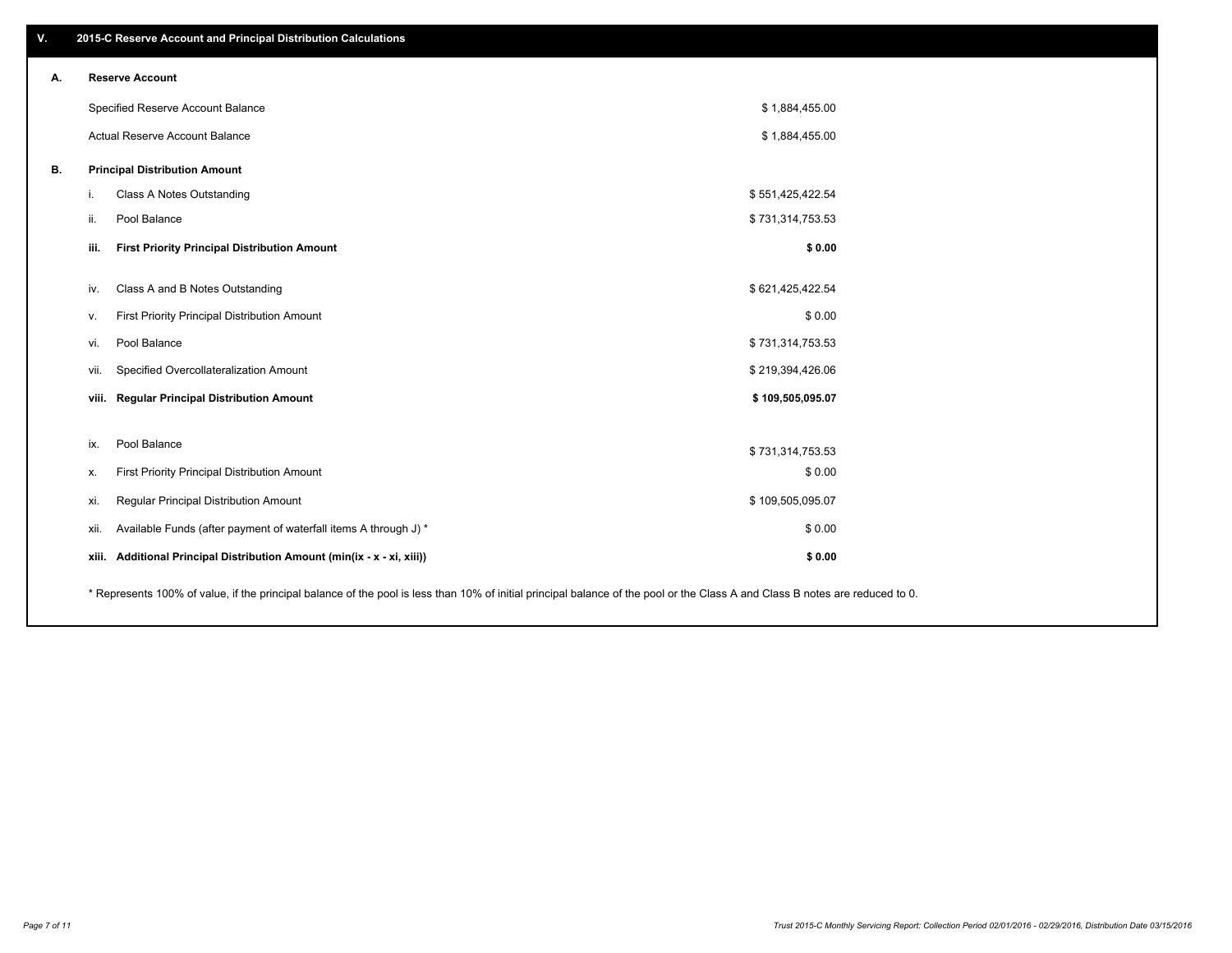## V. 2015-C Reserve Account and Principal Distribution Calculations

### A. Reserve Account

| | |
|---|---|
| Specified Reserve Account Balance | $ 1,884,455.00 |
| Actual Reserve Account Balance | $ 1,884,455.00 |

### B. Principal Distribution Amount

| | | |
|---|---|---|
| i. | Class A Notes Outstanding | $ 551,425,422.54 |
| ii. | Pool Balance | $ 731,314,753.53 |
| **iii.** | **First Priority Principal Distribution Amount** | **$ 0.00** |
| iv. | Class A and B Notes Outstanding | $ 621,425,422.54 |
| v. | First Priority Principal Distribution Amount | $ 0.00 |
| vi. | Pool Balance | $ 731,314,753.53 |
| vii. | Specified Overcollateralization Amount | $ 219,394,426.06 |
| **viii.** | **Regular Principal Distribution Amount** | **$ 109,505,095.07** |
| ix. | Pool Balance | $ 731,314,753.53 |
| x. | First Priority Principal Distribution Amount | $ 0.00 |
| xi. | Regular Principal Distribution Amount | $ 109,505,095.07 |
| xii. | Available Funds (after payment of waterfall items A through J) * | $ 0.00 |
| **xiii.** | **Additional Principal Distribution Amount (min(ix - x - xi, xiii))** | **$ 0.00** |

* Represents 100% of value, if the principal balance of the pool is less than 10% of initial principal balance of the pool or the Class A and Class B notes are reduced to 0.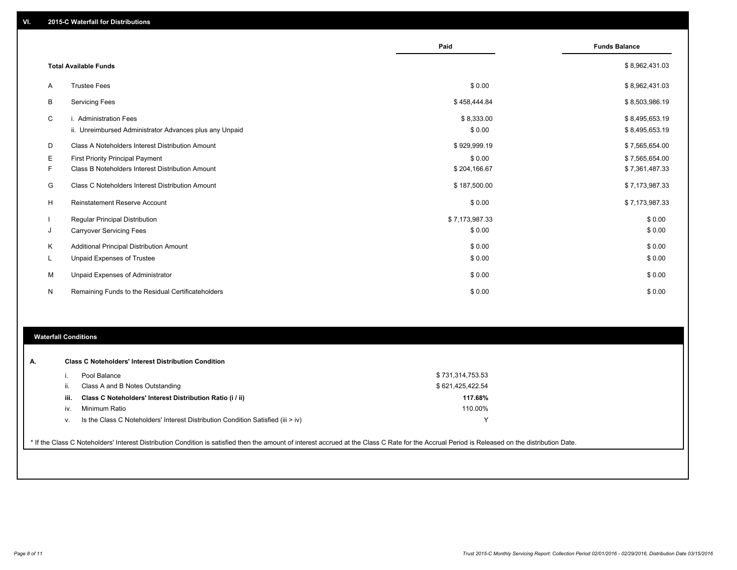## VI. 2015-C Waterfall for Distributions

| | | Paid | Funds Balance |
|---|---|---|---|
| | **Total Available Funds** | | $ 8,962,431.03 |
| A | Trustee Fees | $ 0.00 | $ 8,962,431.03 |
| B | Servicing Fees | $ 458,444.84 | $ 8,503,986.19 |
| C | i. Administration Fees | $ 8,333.00 | $ 8,495,653.19 |
| | ii. Unreimbursed Administrator Advances plus any Unpaid | $ 0.00 | $ 8,495,653.19 |
| D | Class A Noteholders Interest Distribution Amount | $ 929,999.19 | $ 7,565,654.00 |
| E | First Priority Principal Payment | $ 0.00 | $ 7,565,654.00 |
| F | Class B Noteholders Interest Distribution Amount | $ 204,166.67 | $ 7,361,487.33 |
| G | Class C Noteholders Interest Distribution Amount | $ 187,500.00 | $ 7,173,987.33 |
| H | Reinstatement Reserve Account | $ 0.00 | $ 7,173,987.33 |
| I | Regular Principal Distribution | $ 7,173,987.33 | $ 0.00 |
| J | Carryover Servicing Fees | $ 0.00 | $ 0.00 |
| K | Additional Principal Distribution Amount | $ 0.00 | $ 0.00 |
| L | Unpaid Expenses of Trustee | $ 0.00 | $ 0.00 |
| M | Unpaid Expenses of Administrator | $ 0.00 | $ 0.00 |
| N | Remaining Funds to the Residual Certificateholders | $ 0.00 | $ 0.00 |

## Waterfall Conditions

**A. Class C Noteholders' Interest Distribution Condition**

| | | |
|---|---|---|
| i. | Pool Balance | $ 731,314,753.53 |
| ii. | Class A and B Notes Outstanding | $ 621,425,422.54 |
| **iii.** | **Class C Noteholders' Interest Distribution Ratio (i / ii)** | **117.68%** |
| iv. | Minimum Ratio | 110.00% |
| v. | Is the Class C Noteholders' Interest Distribution Condition Satisfied (iii > iv) | Y |

* If the Class C Noteholders' Interest Distribution Condition is satisfied then the amount of interest accrued at the Class C Rate for the Accrual Period is Released on the distribution Date.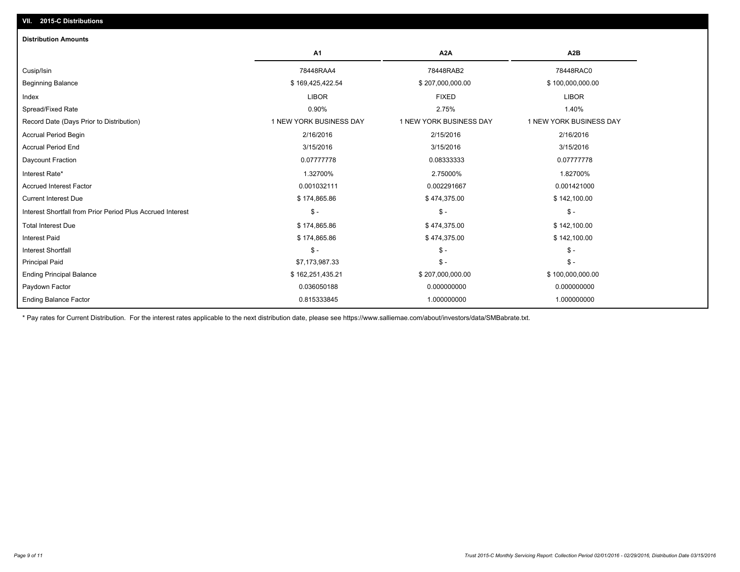## VII. 2015-C Distributions

### Distribution Amounts

| | A1 | A2A | A2B |
|---|---|---|---|
| Cusip/Isin | 78448RAA4 | 78448RAB2 | 78448RAC0 |
| Beginning Balance | $ 169,425,422.54 | $ 207,000,000.00 | $ 100,000,000.00 |
| Index | LIBOR | FIXED | LIBOR |
| Spread/Fixed Rate | 0.90% | 2.75% | 1.40% |
| Record Date (Days Prior to Distribution) | 1 NEW YORK BUSINESS DAY | 1 NEW YORK BUSINESS DAY | 1 NEW YORK BUSINESS DAY |
| Accrual Period Begin | 2/16/2016 | 2/15/2016 | 2/16/2016 |
| Accrual Period End | 3/15/2016 | 3/15/2016 | 3/15/2016 |
| Daycount Fraction | 0.07777778 | 0.08333333 | 0.07777778 |
| Interest Rate* | 1.32700% | 2.75000% | 1.82700% |
| Accrued Interest Factor | 0.001032111 | 0.002291667 | 0.001421000 |
| Current Interest Due | $ 174,865.86 | $ 474,375.00 | $ 142,100.00 |
| Interest Shortfall from Prior Period Plus Accrued Interest | $ - | $ - | $ - |
| Total Interest Due | $ 174,865.86 | $ 474,375.00 | $ 142,100.00 |
| Interest Paid | $ 174,865.86 | $ 474,375.00 | $ 142,100.00 |
| Interest Shortfall | $ - | $ - | $ - |
| Principal Paid | $7,173,987.33 | $ - | $ - |
| Ending Principal Balance | $ 162,251,435.21 | $ 207,000,000.00 | $ 100,000,000.00 |
| Paydown Factor | 0.036050188 | 0.000000000 | 0.000000000 |
| Ending Balance Factor | 0.815333845 | 1.000000000 | 1.000000000 |

* Pay rates for Current Distribution. For the interest rates applicable to the next distribution date, please see https://www.salliemae.com/about/investors/data/SMBabrate.txt.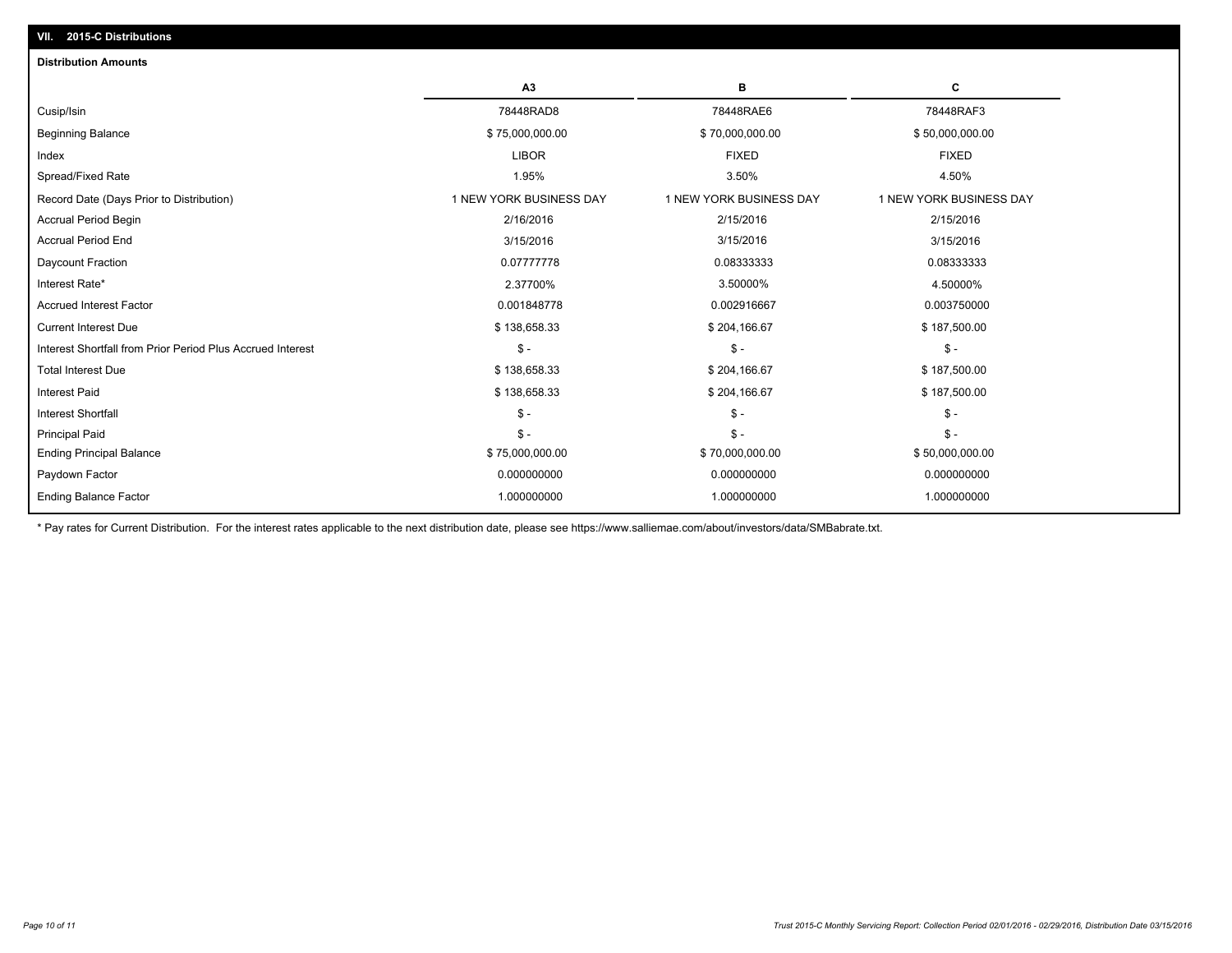## VII. 2015-C Distributions

### Distribution Amounts

| | A3 | B | C |
|---|---|---|---|
| Cusip/Isin | 78448RAD8 | 78448RAE6 | 78448RAF3 |
| Beginning Balance | $ 75,000,000.00 | $ 70,000,000.00 | $ 50,000,000.00 |
| Index | LIBOR | FIXED | FIXED |
| Spread/Fixed Rate | 1.95% | 3.50% | 4.50% |
| Record Date (Days Prior to Distribution) | 1 NEW YORK BUSINESS DAY | 1 NEW YORK BUSINESS DAY | 1 NEW YORK BUSINESS DAY |
| Accrual Period Begin | 2/16/2016 | 2/15/2016 | 2/15/2016 |
| Accrual Period End | 3/15/2016 | 3/15/2016 | 3/15/2016 |
| Daycount Fraction | 0.07777778 | 0.08333333 | 0.08333333 |
| Interest Rate* | 2.37700% | 3.50000% | 4.50000% |
| Accrued Interest Factor | 0.001848778 | 0.002916667 | 0.003750000 |
| Current Interest Due | $ 138,658.33 | $ 204,166.67 | $ 187,500.00 |
| Interest Shortfall from Prior Period Plus Accrued Interest | $ - | $ - | $ - |
| Total Interest Due | $ 138,658.33 | $ 204,166.67 | $ 187,500.00 |
| Interest Paid | $ 138,658.33 | $ 204,166.67 | $ 187,500.00 |
| Interest Shortfall | $ - | $ - | $ - |
| Principal Paid | $ - | $ - | $ - |
| Ending Principal Balance | $ 75,000,000.00 | $ 70,000,000.00 | $ 50,000,000.00 |
| Paydown Factor | 0.000000000 | 0.000000000 | 0.000000000 |
| Ending Balance Factor | 1.000000000 | 1.000000000 | 1.000000000 |

* Pay rates for Current Distribution. For the interest rates applicable to the next distribution date, please see https://www.salliemae.com/about/investors/data/SMBabrate.txt.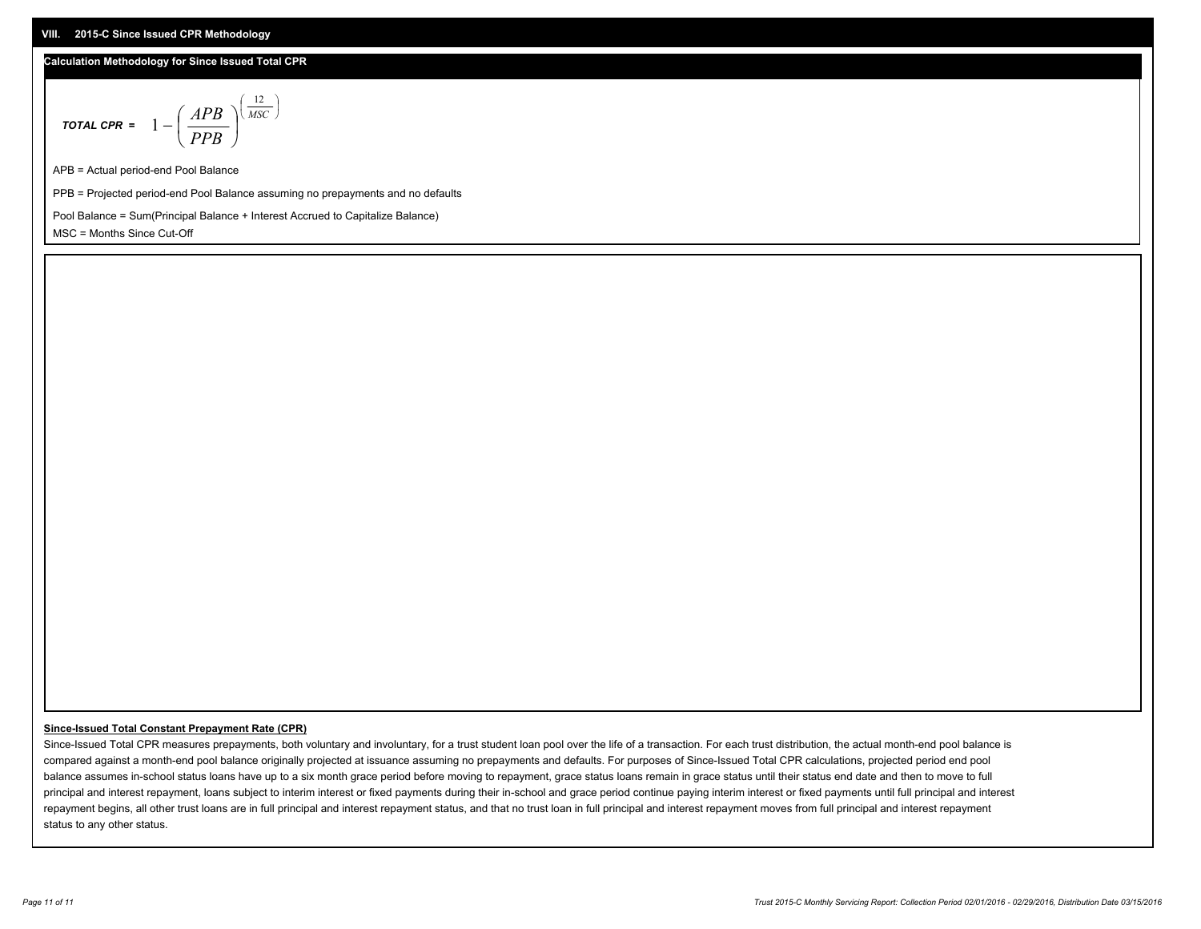## VIII. 2015-C Since Issued CPR Methodology

### Calculation Methodology for Since Issued Total CPR

$$\textit{TOTAL CPR} = 1 - \left(\frac{APB}{PPB}\right)^{\left(\frac{12}{MSC}\right)}$$

APB = Actual period-end Pool Balance

PPB = Projected period-end Pool Balance assuming no prepayments and no defaults

Pool Balance = Sum(Principal Balance + Interest Accrued to Capitalize Balance)

MSC = Months Since Cut-Off

**Since-Issued Total Constant Prepayment Rate (CPR)**

Since-Issued Total CPR measures prepayments, both voluntary and involuntary, for a trust student loan pool over the life of a transaction. For each trust distribution, the actual month-end pool balance is compared against a month-end pool balance originally projected at issuance assuming no prepayments and defaults. For purposes of Since-Issued Total CPR calculations, projected period end pool balance assumes in-school status loans have up to a six month grace period before moving to repayment, grace status loans remain in grace status until their status end date and then to move to full principal and interest repayment, loans subject to interim interest or fixed payments during their in-school and grace period continue paying interim interest or fixed payments until full principal and interest repayment begins, all other trust loans are in full principal and interest repayment status, and that no trust loan in full principal and interest repayment moves from full principal and interest repayment status to any other status.